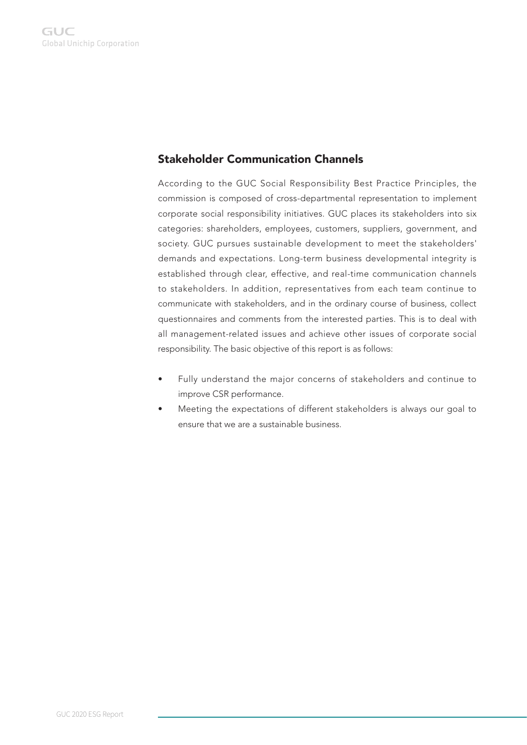## Stakeholder Communication Channels

According to the GUC Social Responsibility Best Practice Principles, the commission is composed of cross-departmental representation to implement corporate social responsibility initiatives. GUC places its stakeholders into six categories: shareholders, employees, customers, suppliers, government, and society. GUC pursues sustainable development to meet the stakeholders' demands and expectations. Long-term business developmental integrity is established through clear, effective, and real-time communication channels to stakeholders. In addition, representatives from each team continue to communicate with stakeholders, and in the ordinary course of business, collect questionnaires and comments from the interested parties. This is to deal with all management-related issues and achieve other issues of corporate social responsibility. The basic objective of this report is as follows:

- Fully understand the major concerns of stakeholders and continue to improve CSR performance.
- Meeting the expectations of different stakeholders is always our goal to ensure that we are a sustainable business.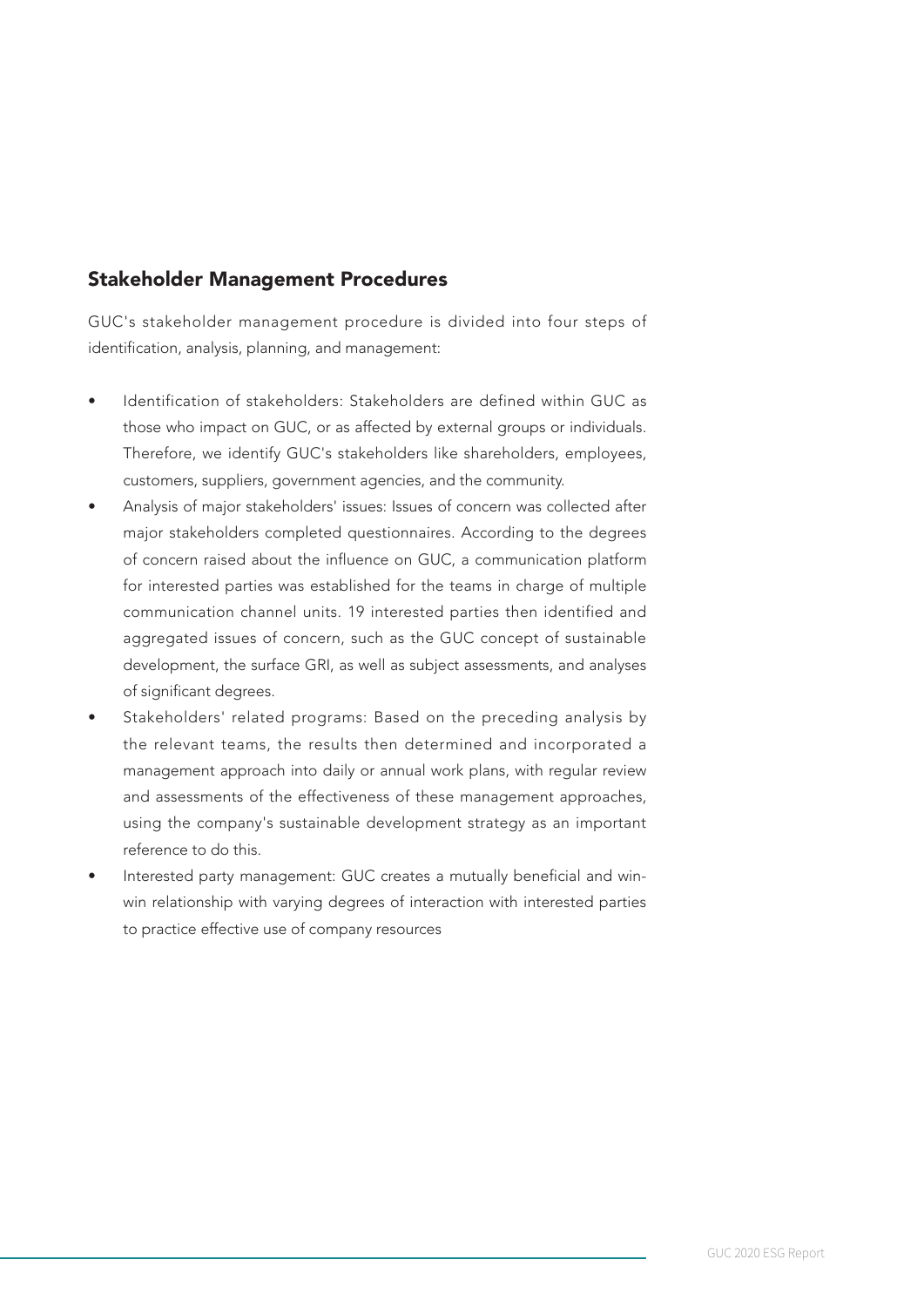## Stakeholder Management Procedures

GUC's stakeholder management procedure is divided into four steps of identification, analysis, planning, and management:

- Identification of stakeholders: Stakeholders are defined within GUC as those who impact on GUC, or as affected by external groups or individuals. Therefore, we identify GUC's stakeholders like shareholders, employees, customers, suppliers, government agencies, and the community.
- Analysis of major stakeholders' issues: Issues of concern was collected after major stakeholders completed questionnaires. According to the degrees of concern raised about the influence on GUC, a communication platform for interested parties was established for the teams in charge of multiple communication channel units. 19 interested parties then identified and aggregated issues of concern, such as the GUC concept of sustainable development, the surface GRI, as well as subject assessments, and analyses of significant degrees.
- Stakeholders' related programs: Based on the preceding analysis by the relevant teams, the results then determined and incorporated a management approach into daily or annual work plans, with regular review and assessments of the effectiveness of these management approaches, using the company's sustainable development strategy as an important reference to do this.
- Interested party management: GUC creates a mutually beneficial and win-win relationship with varying degrees of interaction with interested parties to practice effective use of company resources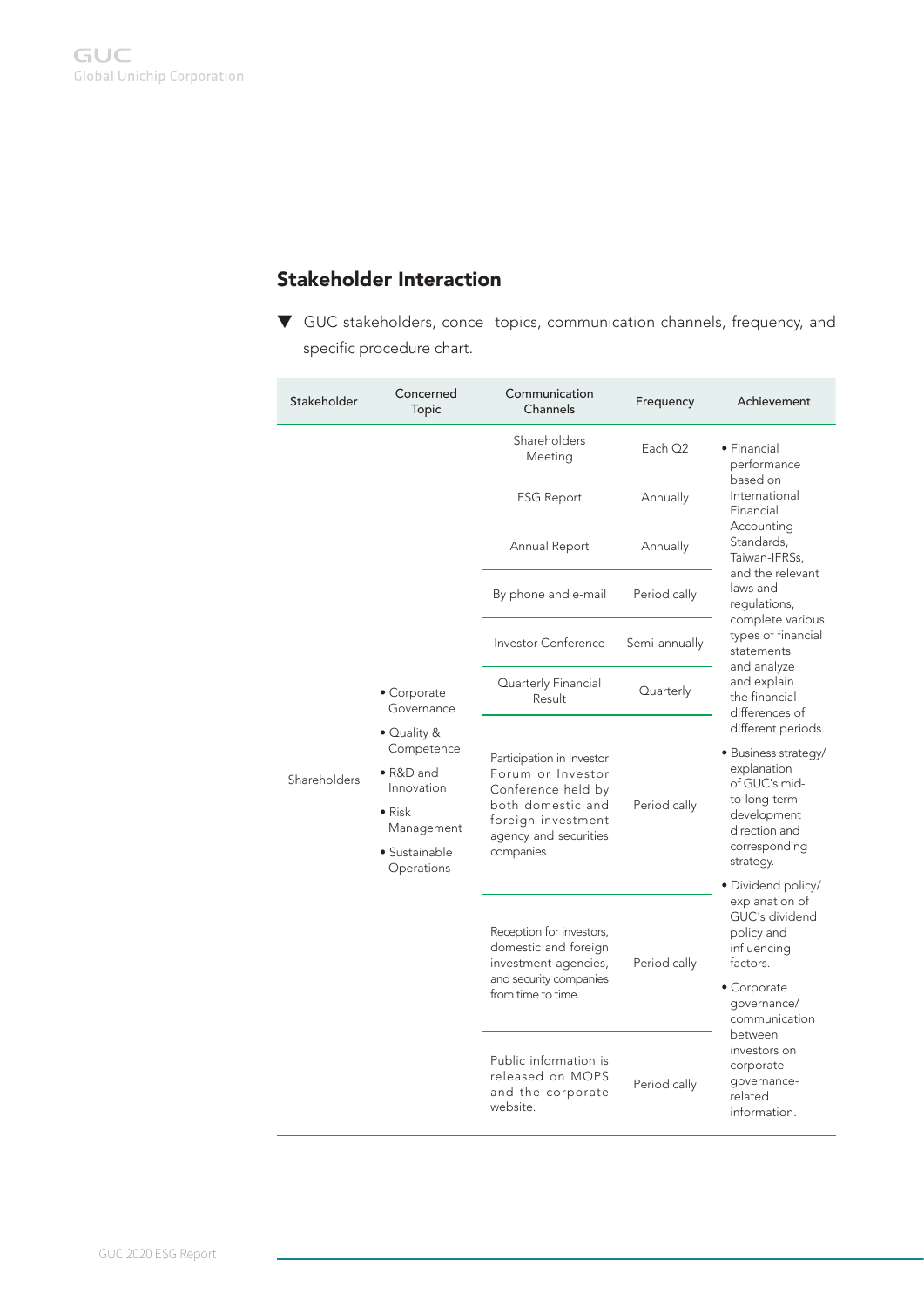## Stakeholder Interaction

▼ GUC stakeholders, conce topics, communication channels, frequency, and specific procedure chart.

| Stakeholder | Concerned Topic | Communication Channels | Frequency | Achievement |
|---|---|---|---|---|
| Shareholders | • Corporate Governance<br>• Quality & Competence<br>• R&D and Innovation<br>• Risk Management<br>• Sustainable Operations | Shareholders Meeting | Each Q2 | • Financial performance based on International Financial Accounting Standards, Taiwan-IFRSs, and the relevant laws and regulations, complete various types of financial statements and analyze and explain the financial differences of different periods.<br>• Business strategy/ explanation of GUC's mid-to-long-term development direction and corresponding strategy.<br>• Dividend policy/ explanation of GUC's dividend policy and influencing factors.<br>• Corporate governance/ communication between investors on corporate governance-related information. |
| | | ESG Report | Annually | |
| | | Annual Report | Annually | |
| | | By phone and e-mail | Periodically | |
| | | Investor Conference | Semi-annually | |
| | | Quarterly Financial Result | Quarterly | |
| | | Participation in Investor Forum or Investor Conference held by both domestic and foreign investment agency and securities companies | Periodically | |
| | | Reception for investors, domestic and foreign investment agencies, and security companies from time to time. | Periodically | |
| | | Public information is released on MOPS and the corporate website. | Periodically | |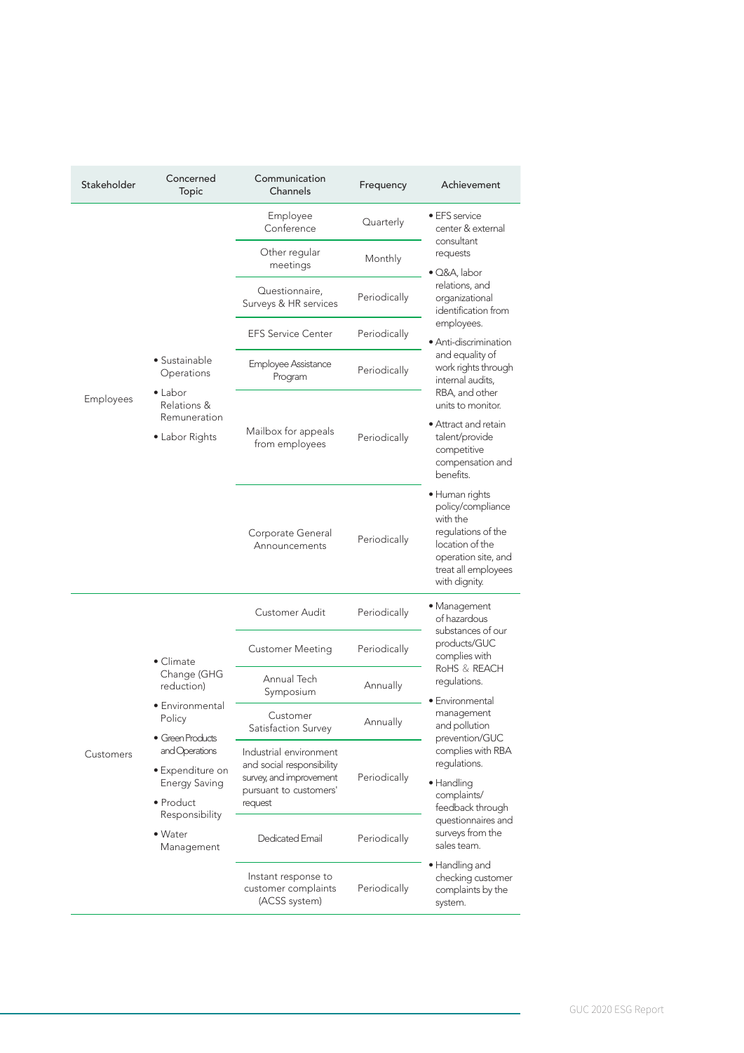| Stakeholder | Concerned Topic | Communication Channels | Frequency | Achievement |
|---|---|---|---|---|
| Employees | • Sustainable Operations<br>• Labor Relations & Remuneration<br>• Labor Rights | Employee Conference | Quarterly | • EFS service center & external consultant requests<br>• Q&A, labor relations, and organizational identification from employees.<br>• Anti-discrimination and equality of work rights through internal audits, RBA, and other units to monitor.<br>• Attract and retain talent/provide competitive compensation and benefits.<br>• Human rights policy/compliance with the regulations of the location of the operation site, and treat all employees with dignity. |
| | | Other regular meetings | Monthly | |
| | | Questionnaire, Surveys & HR services | Periodically | |
| | | EFS Service Center | Periodically | |
| | | Employee Assistance Program | Periodically | |
| | | Mailbox for appeals from employees | Periodically | |
| | | Corporate General Announcements | Periodically | |
| Customers | • Climate Change (GHG reduction)<br>• Environmental Policy<br>• Green Products and Operations<br>• Expenditure on Energy Saving<br>• Product Responsibility<br>• Water Management | Customer Audit | Periodically | • Management of hazardous substances of our products/GUC complies with RoHS & REACH regulations.<br>• Environmental management and pollution prevention/GUC complies with RBA regulations.<br>• Handling complaints/ feedback through questionnaires and surveys from the sales team.<br>• Handling and checking customer complaints by the system. |
| | | Customer Meeting | Periodically | |
| | | Annual Tech Symposium | Annually | |
| | | Customer Satisfaction Survey | Annually | |
| | | Industrial environment and social responsibility survey, and improvement pursuant to customers' request | Periodically | |
| | | Dedicated Email | Periodically | |
| | | Instant response to customer complaints (ACSS system) | Periodically | |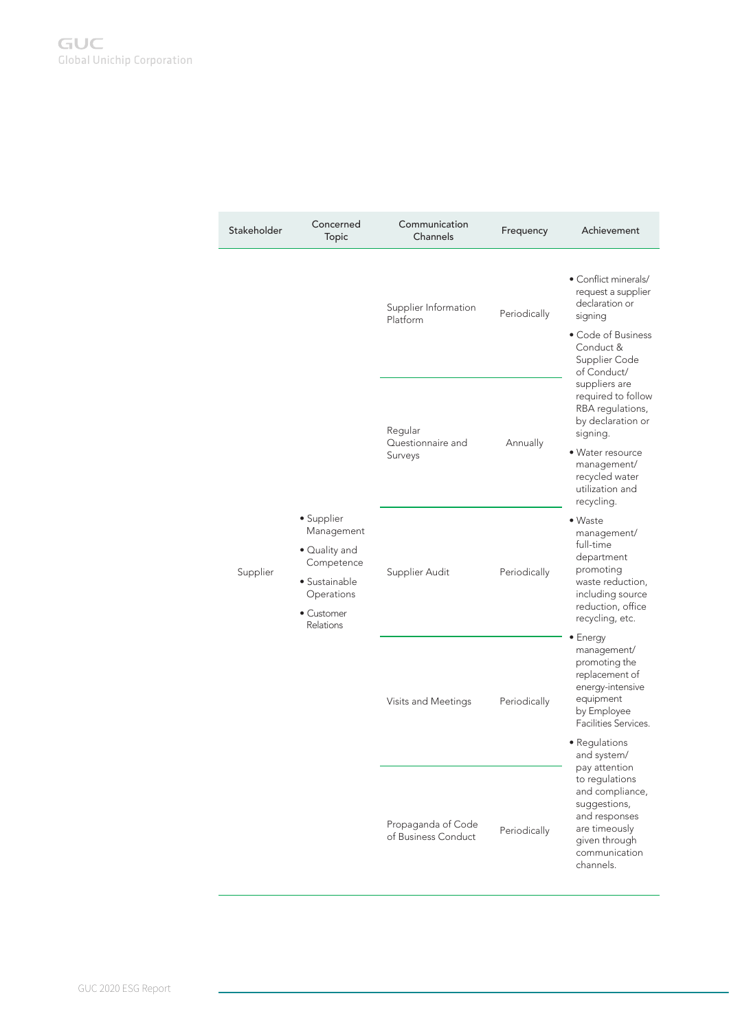| Stakeholder | Concerned Topic | Communication Channels | Frequency | Achievement |
|---|---|---|---|---|
| Supplier | • Supplier Management<br>• Quality and Competence<br>• Sustainable Operations<br>• Customer Relations | Supplier Information Platform | Periodically | • Conflict minerals/ request a supplier declaration or signing<br>• Code of Business Conduct & Supplier Code of Conduct/ suppliers are required to follow RBA regulations, by declaration or signing.<br>• Water resource management/ recycled water utilization and recycling.<br>• Waste management/ full-time department promoting waste reduction, including source reduction, office recycling, etc.<br>• Energy management/ promoting the replacement of energy-intensive equipment by Employee Facilities Services.<br>• Regulations and system/ pay attention to regulations and compliance, suggestions, and responses are timeously given through communication channels. |
| | | Regular Questionnaire and Surveys | Annually | |
| | | Supplier Audit | Periodically | |
| | | Visits and Meetings | Periodically | |
| | | Propaganda of Code of Business Conduct | Periodically | |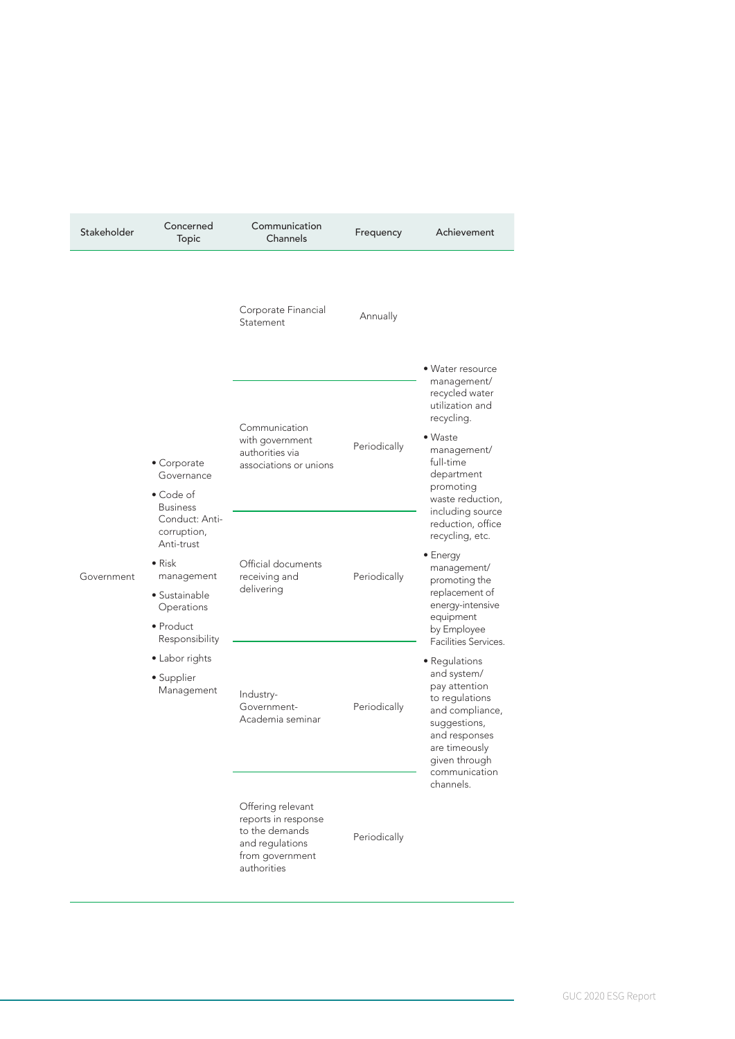| Stakeholder | Concerned Topic | Communication Channels | Frequency | Achievement |
|---|---|---|---|---|
| Government | • Corporate Governance<br>• Code of Business Conduct: Anti-corruption, Anti-trust<br>• Risk management<br>• Sustainable Operations<br>• Product Responsibility<br>• Labor rights<br>• Supplier Management | Corporate Financial Statement | Annually | • Water resource management/ recycled water utilization and recycling.<br>• Waste management/ full-time department promoting waste reduction, including source reduction, office recycling, etc.<br>• Energy management/ promoting the replacement of energy-intensive equipment by Employee Facilities Services.<br>• Regulations and system/ pay attention to regulations and compliance, suggestions, and responses are timeously given through communication channels. |
| | | Communication with government authorities via associations or unions | Periodically | |
| | | Official documents receiving and delivering | Periodically | |
| | | Industry-Government-Academia seminar | Periodically | |
| | | Offering relevant reports in response to the demands and regulations from government authorities | Periodically | |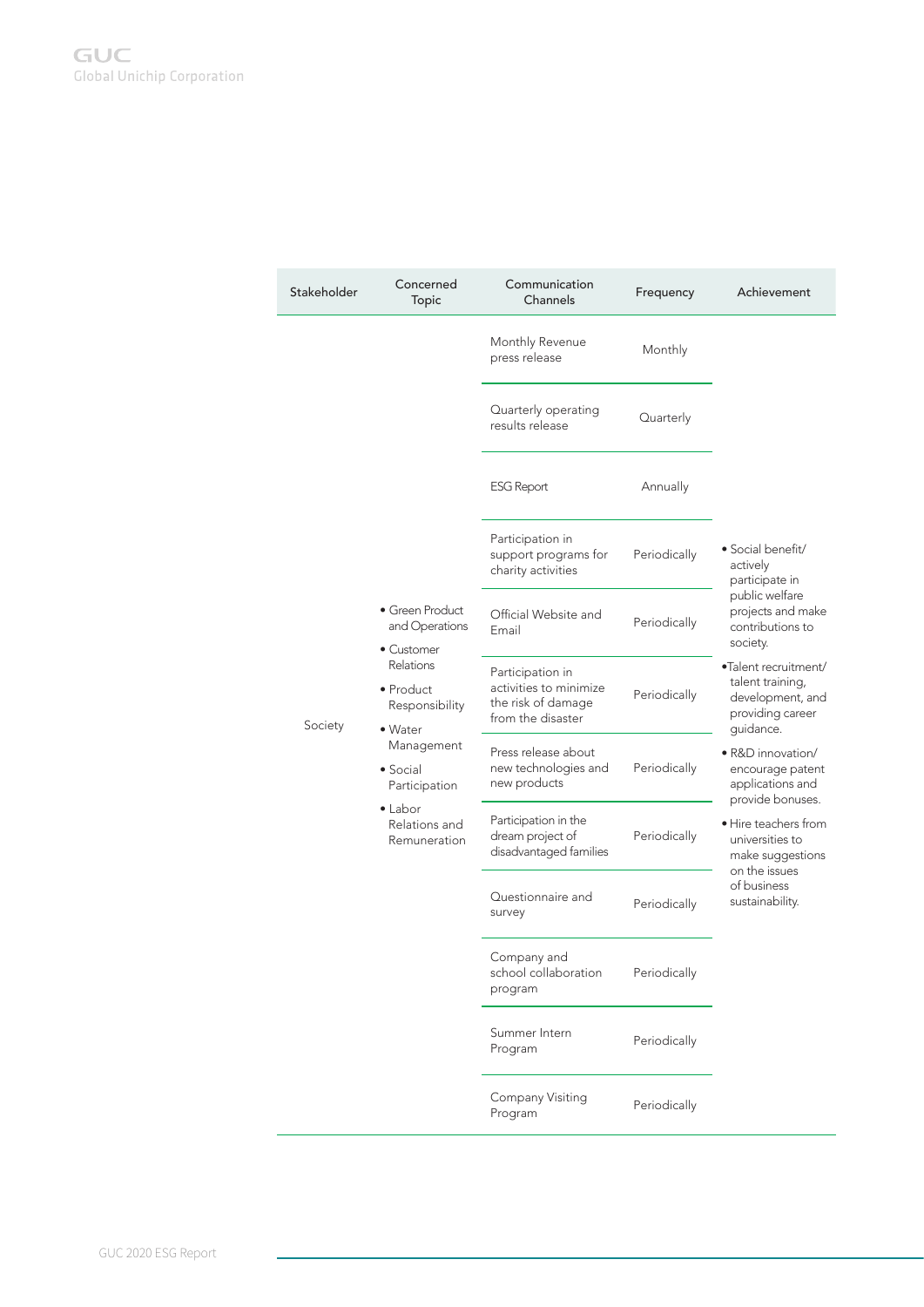| Stakeholder | Concerned Topic | Communication Channels | Frequency | Achievement |
|---|---|---|---|---|
| Society | • Green Product and Operations<br>• Customer Relations<br>• Product Responsibility<br>• Water Management<br>• Social Participation<br>• Labor Relations and Remuneration | Monthly Revenue press release | Monthly | • Social benefit/ actively participate in public welfare projects and make contributions to society.<br>•Talent recruitment/ talent training, development, and providing career guidance.<br>• R&D innovation/ encourage patent applications and provide bonuses.<br>• Hire teachers from universities to make suggestions on the issues of business sustainability. |
| | | Quarterly operating results release | Quarterly | |
| | | ESG Report | Annually | |
| | | Participation in support programs for charity activities | Periodically | |
| | | Official Website and Email | Periodically | |
| | | Participation in activities to minimize the risk of damage from the disaster | Periodically | |
| | | Press release about new technologies and new products | Periodically | |
| | | Participation in the dream project of disadvantaged families | Periodically | |
| | | Questionnaire and survey | Periodically | |
| | | Company and school collaboration program | Periodically | |
| | | Summer Intern Program | Periodically | |
| | | Company Visiting Program | Periodically | |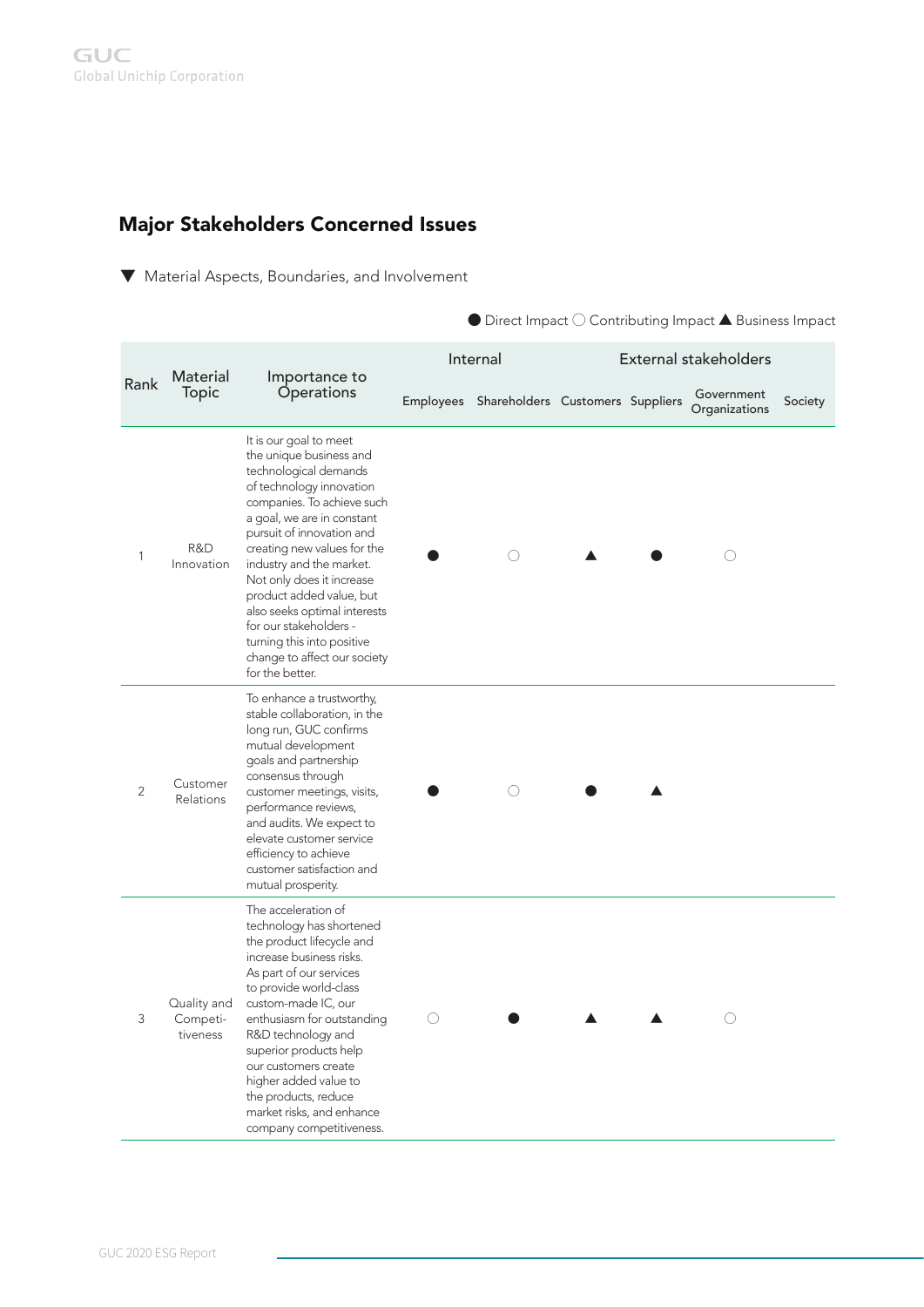## Major Stakeholders Concerned Issues

▼ Material Aspects, Boundaries, and Involvement

● Direct Impact ○ Contributing Impact ▲ Business Impact

| Rank | Material Topic | Importance to Operations | Internal | | External stakeholders | | | |
|---|---|---|---|---|---|---|---|---|
| | | | Employees | Shareholders | Customers | Suppliers | Government Organizations | Society |
| 1 | R&D Innovation | It is our goal to meet the unique business and technological demands of technology innovation companies. To achieve such a goal, we are in constant pursuit of innovation and creating new values for the industry and the market. Not only does it increase product added value, but also seeks optimal interests for our stakeholders - turning this into positive change to affect our society for the better. | ● | ○ | ▲ | ● | ○ | |
| 2 | Customer Relations | To enhance a trustworthy, stable collaboration, in the long run, GUC confirms mutual development goals and partnership consensus through customer meetings, visits, performance reviews, and audits. We expect to elevate customer service efficiency to achieve customer satisfaction and mutual prosperity. | ● | ○ | ● | ▲ | | |
| 3 | Quality and Competitiveness | The acceleration of technology has shortened the product lifecycle and increase business risks. As part of our services to provide world-class custom-made IC, our enthusiasm for outstanding R&D technology and superior products help our customers create higher added value to the products, reduce market risks, and enhance company competitiveness. | ○ | ● | ▲ | ▲ | ○ | |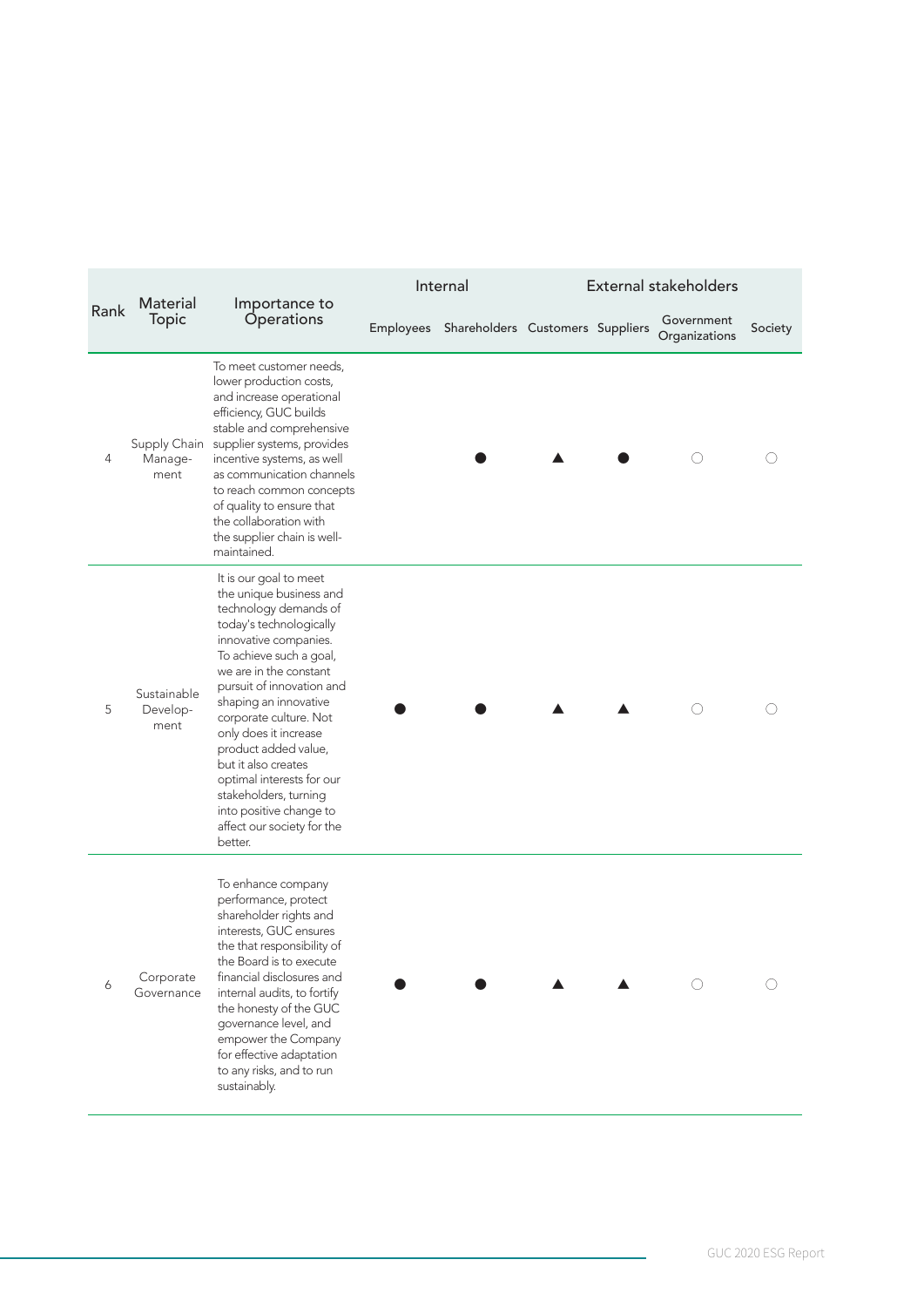| Rank | Material Topic | Importance to Operations | Internal | | External stakeholders | | | |
|---|---|---|---|---|---|---|---|---|
| | | | Employees | Shareholders | Customers | Suppliers | Government Organizations | Society |
| 4 | Supply Chain Management | To meet customer needs, lower production costs, and increase operational efficiency, GUC builds stable and comprehensive supplier systems, provides incentive systems, as well as communication channels to reach common concepts of quality to ensure that the collaboration with the supplier chain is well-maintained. | | ● | ▲ | ● | ○ | ○ |
| 5 | Sustainable Development | It is our goal to meet the unique business and technology demands of today's technologically innovative companies. To achieve such a goal, we are in the constant pursuit of innovation and shaping an innovative corporate culture. Not only does it increase product added value, but it also creates optimal interests for our stakeholders, turning into positive change to affect our society for the better. | ● | ● | ▲ | ▲ | ○ | ○ |
| 6 | Corporate Governance | To enhance company performance, protect shareholder rights and interests, GUC ensures the that responsibility of the Board is to execute financial disclosures and internal audits, to fortify the honesty of the GUC governance level, and empower the Company for effective adaptation to any risks, and to run sustainably. | ● | ● | ▲ | ▲ | ○ | ○ |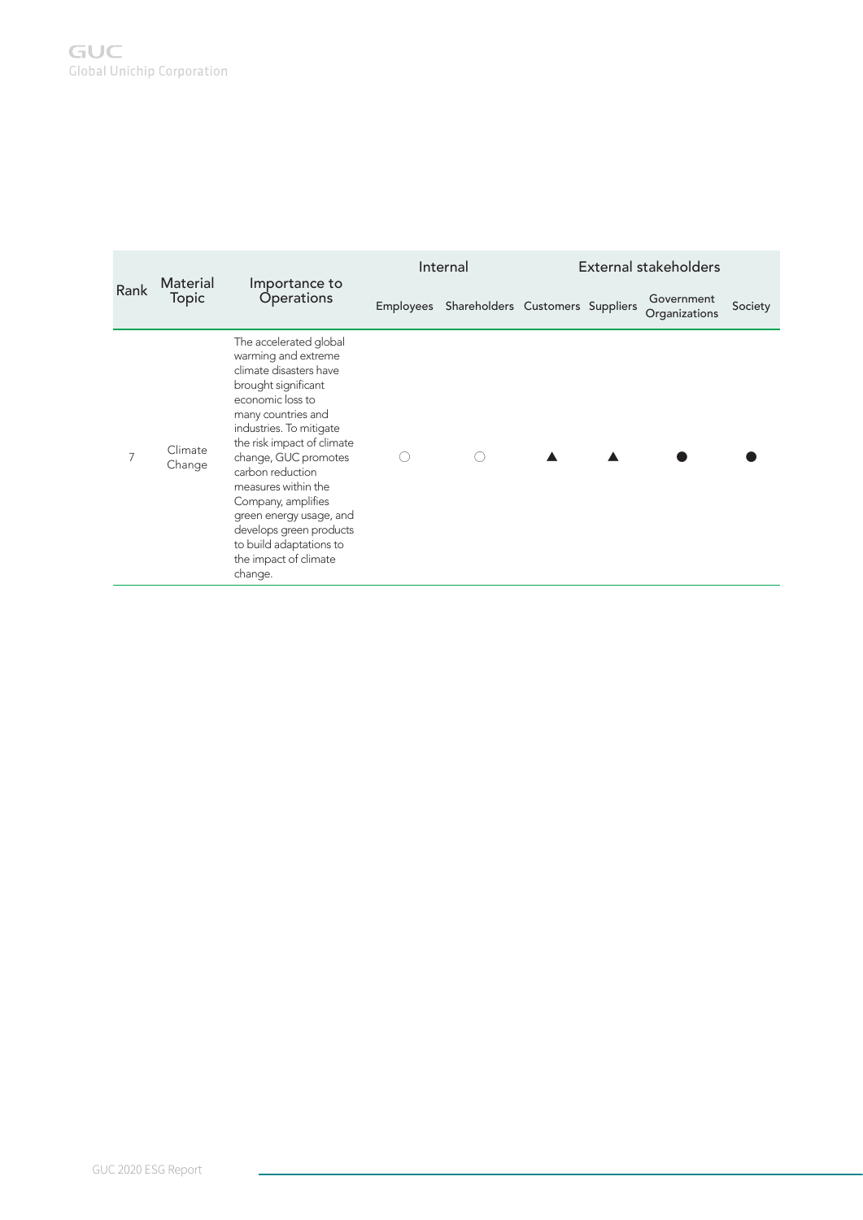| Rank | Material Topic | Importance to Operations | Internal | | External stakeholders | | | |
|---|---|---|---|---|---|---|---|---|
| | | | Employees | Shareholders | Customers | Suppliers | Government Organizations | Society |
| 7 | Climate Change | The accelerated global warming and extreme climate disasters have brought significant economic loss to many countries and industries. To mitigate the risk impact of climate change, GUC promotes carbon reduction measures within the Company, amplifies green energy usage, and develops green products to build adaptations to the impact of climate change. | ○ | ○ | ▲ | ▲ | ● | ● |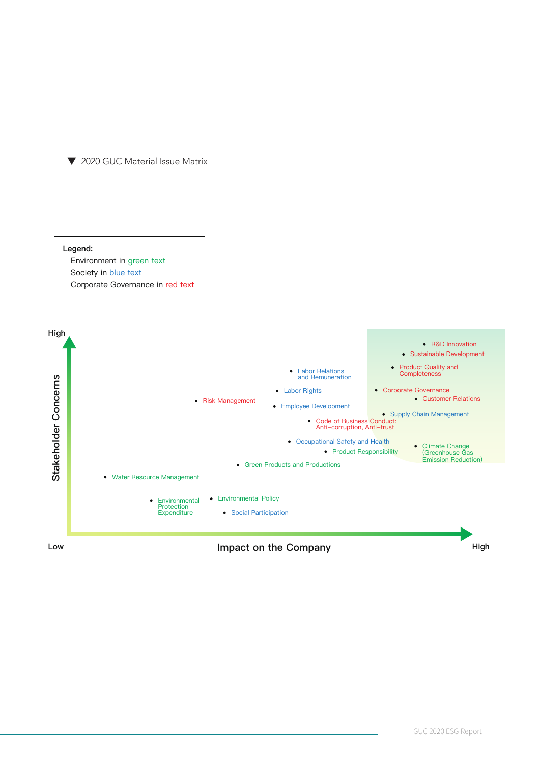▼ 2020 GUC Material Issue Matrix

**Legend:**

Environment in green text

Society in blue text

Corporate Governance in red text

High

Stakeholder Concerns

- R&D Innovation
- Sustainable Development
- Labor Relations and Remuneration
- Product Quality and Completeness
- Labor Rights
- Corporate Governance
- Customer Relations
- Risk Management
- Employee Development
- Supply Chain Management
- Code of Business Conduct: Anti–corruption, Anti–trust
- Occupational Safety and Health
- Climate Change (Greenhouse Gas Emission Reduction)
- Product Responsibility
- Green Products and Productions
- Water Resource Management
- Environmental Protection Expenditure
- Environmental Policy
- Social Participation

Low — Impact on the Company — High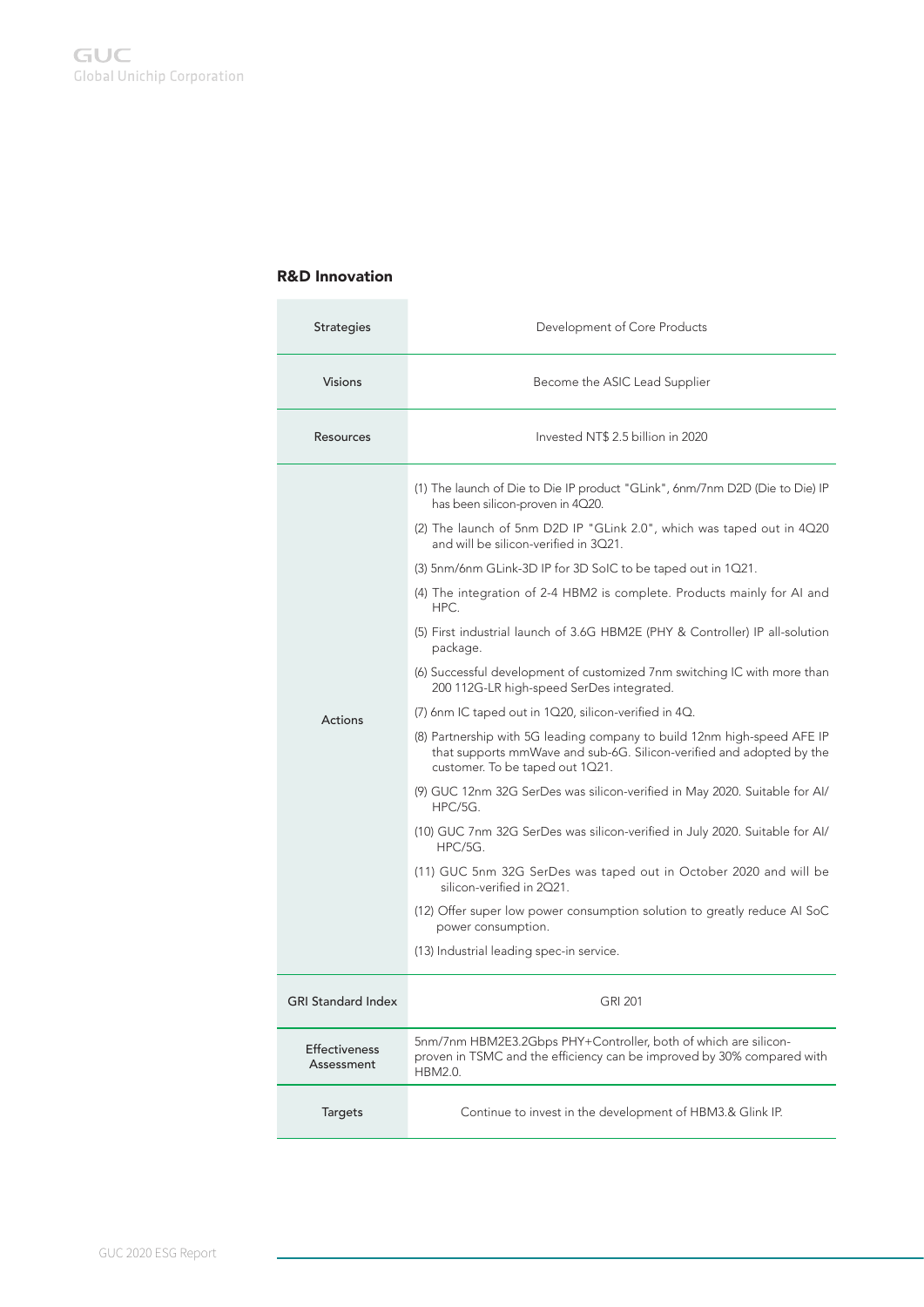## R&D Innovation

| Strategies | Development of Core Products |
|---|---|
| Visions | Become the ASIC Lead Supplier |
| Resources | Invested NT$ 2.5 billion in 2020 |
| Actions | (1) The launch of Die to Die IP product "GLink", 6nm/7nm D2D (Die to Die) IP has been silicon-proven in 4Q20.<br>(2) The launch of 5nm D2D IP "GLink 2.0", which was taped out in 4Q20 and will be silicon-verified in 3Q21.<br>(3) 5nm/6nm GLink-3D IP for 3D SoIC to be taped out in 1Q21.<br>(4) The integration of 2-4 HBM2 is complete. Products mainly for AI and HPC.<br>(5) First industrial launch of 3.6G HBM2E (PHY & Controller) IP all-solution package.<br>(6) Successful development of customized 7nm switching IC with more than 200 112G-LR high-speed SerDes integrated.<br>(7) 6nm IC taped out in 1Q20, silicon-verified in 4Q.<br>(8) Partnership with 5G leading company to build 12nm high-speed AFE IP that supports mmWave and sub-6G. Silicon-verified and adopted by the customer. To be taped out 1Q21.<br>(9) GUC 12nm 32G SerDes was silicon-verified in May 2020. Suitable for AI/HPC/5G.<br>(10) GUC 7nm 32G SerDes was silicon-verified in July 2020. Suitable for AI/HPC/5G.<br>(11) GUC 5nm 32G SerDes was taped out in October 2020 and will be silicon-verified in 2Q21.<br>(12) Offer super low power consumption solution to greatly reduce AI SoC power consumption.<br>(13) Industrial leading spec-in service. |
| GRI Standard Index | GRI 201 |
| Effectiveness Assessment | 5nm/7nm HBM2E3.2Gbps PHY+Controller, both of which are silicon-proven in TSMC and the efficiency can be improved by 30% compared with HBM2.0. |
| Targets | Continue to invest in the development of HBM3.& Glink IP. |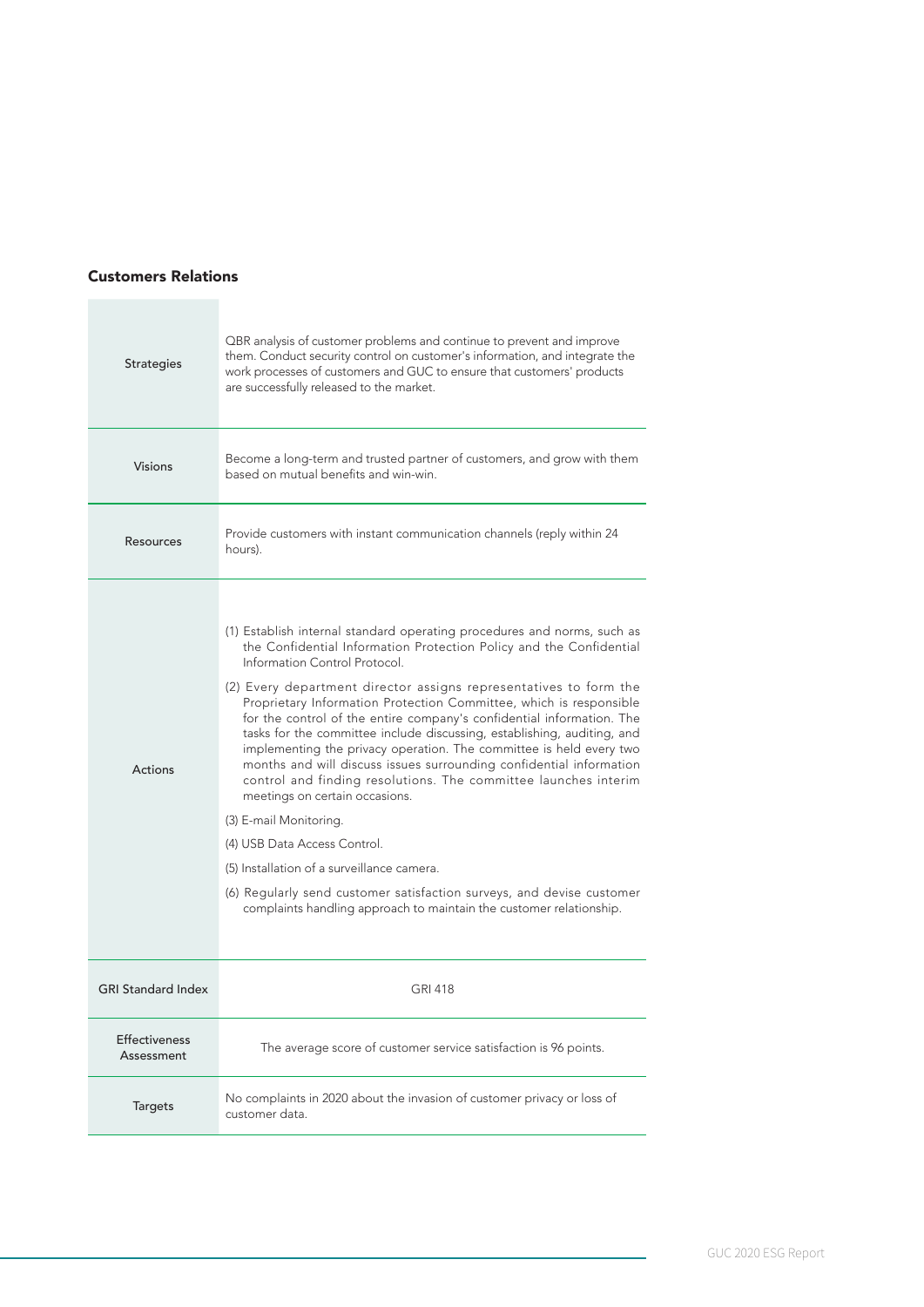## Customers Relations

| | |
|---|---|
| Strategies | QBR analysis of customer problems and continue to prevent and improve them. Conduct security control on customer's information, and integrate the work processes of customers and GUC to ensure that customers' products are successfully released to the market. |
| Visions | Become a long-term and trusted partner of customers, and grow with them based on mutual benefits and win-win. |
| Resources | Provide customers with instant communication channels (reply within 24 hours). |
| Actions | (1) Establish internal standard operating procedures and norms, such as the Confidential Information Protection Policy and the Confidential Information Control Protocol.<br>(2) Every department director assigns representatives to form the Proprietary Information Protection Committee, which is responsible for the control of the entire company's confidential information. The tasks for the committee include discussing, establishing, auditing, and implementing the privacy operation. The committee is held every two months and will discuss issues surrounding confidential information control and finding resolutions. The committee launches interim meetings on certain occasions.<br>(3) E-mail Monitoring.<br>(4) USB Data Access Control.<br>(5) Installation of a surveillance camera.<br>(6) Regularly send customer satisfaction surveys, and devise customer complaints handling approach to maintain the customer relationship. |
| GRI Standard Index | GRI 418 |
| Effectiveness Assessment | The average score of customer service satisfaction is 96 points. |
| Targets | No complaints in 2020 about the invasion of customer privacy or loss of customer data. |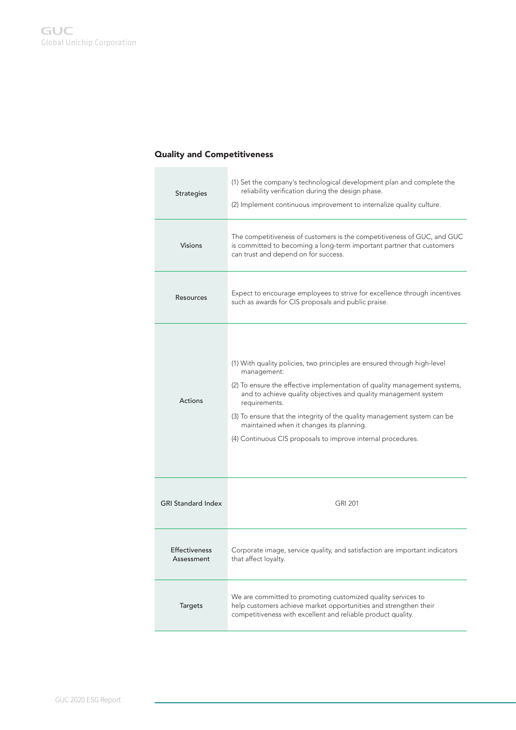## Quality and Competitiveness

| | |
|---|---|
| Strategies | (1) Set the company's technological development plan and complete the reliability verification during the design phase.<br>(2) Implement continuous improvement to internalize quality culture. |
| Visions | The competitiveness of customers is the competitiveness of GUC, and GUC is committed to becoming a long-term important partner that customers can trust and depend on for success. |
| Resources | Expect to encourage employees to strive for excellence through incentives such as awards for CIS proposals and public praise. |
| Actions | (1) With quality policies, two principles are ensured through high-level management:<br>(2) To ensure the effective implementation of quality management systems, and to achieve quality objectives and quality management system requirements.<br>(3) To ensure that the integrity of the quality management system can be maintained when it changes its planning.<br>(4) Continuous CIS proposals to improve internal procedures. |
| GRI Standard Index | GRI 201 |
| Effectiveness Assessment | Corporate image, service quality, and satisfaction are important indicators that affect loyalty. |
| Targets | We are committed to promoting customized quality services to help customers achieve market opportunities and strengthen their competitiveness with excellent and reliable product quality. |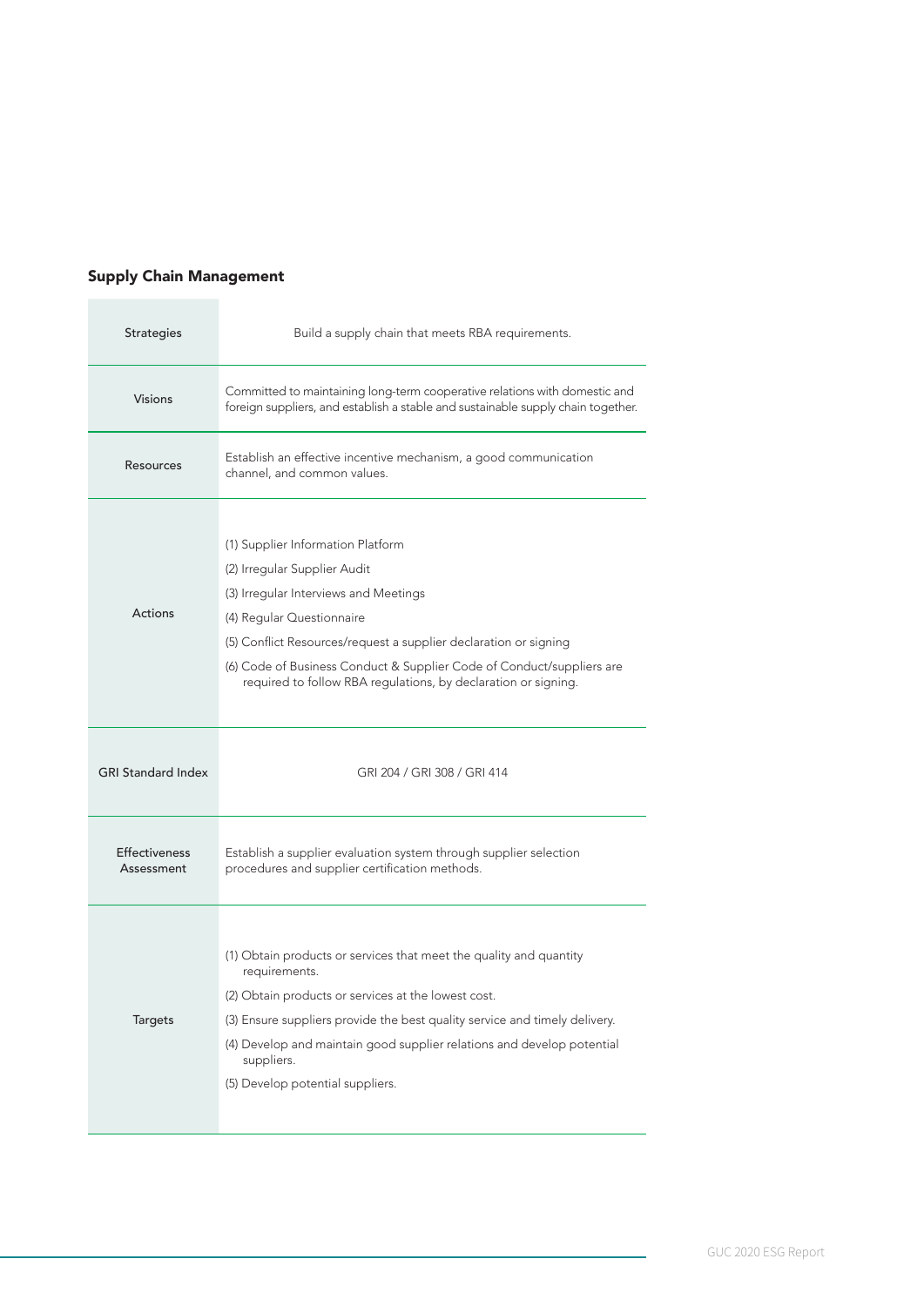## Supply Chain Management

| | |
|---|---|
| Strategies | Build a supply chain that meets RBA requirements. |
| Visions | Committed to maintaining long-term cooperative relations with domestic and foreign suppliers, and establish a stable and sustainable supply chain together. |
| Resources | Establish an effective incentive mechanism, a good communication channel, and common values. |
| Actions | (1) Supplier Information Platform<br>(2) Irregular Supplier Audit<br>(3) Irregular Interviews and Meetings<br>(4) Regular Questionnaire<br>(5) Conflict Resources/request a supplier declaration or signing<br>(6) Code of Business Conduct & Supplier Code of Conduct/suppliers are required to follow RBA regulations, by declaration or signing. |
| GRI Standard Index | GRI 204 / GRI 308 / GRI 414 |
| Effectiveness Assessment | Establish a supplier evaluation system through supplier selection procedures and supplier certification methods. |
| Targets | (1) Obtain products or services that meet the quality and quantity requirements.<br>(2) Obtain products or services at the lowest cost.<br>(3) Ensure suppliers provide the best quality service and timely delivery.<br>(4) Develop and maintain good supplier relations and develop potential suppliers.<br>(5) Develop potential suppliers. |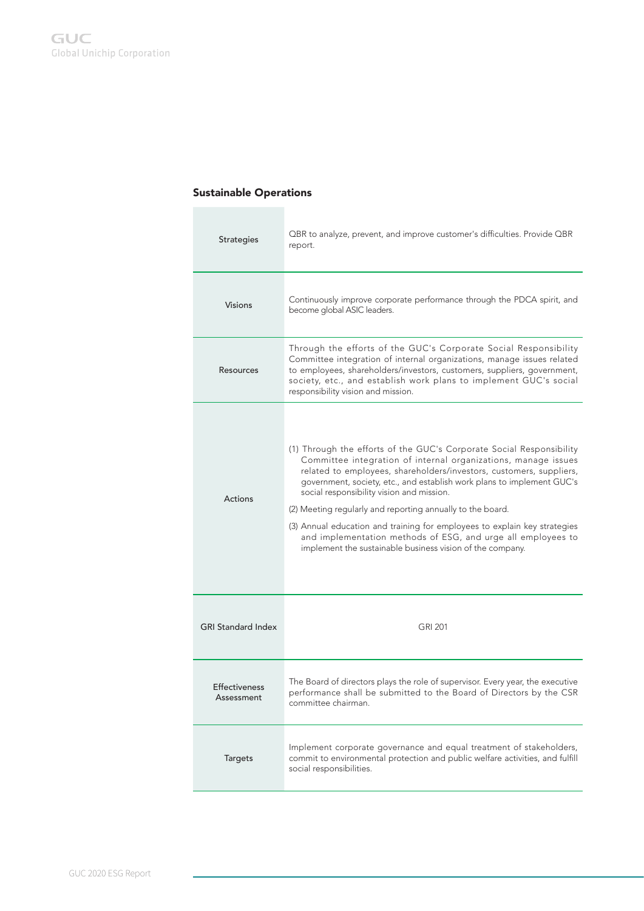### Sustainable Operations

| | |
|---|---|
| Strategies | QBR to analyze, prevent, and improve customer's difficulties. Provide QBR report. |
| Visions | Continuously improve corporate performance through the PDCA spirit, and become global ASIC leaders. |
| Resources | Through the efforts of the GUC's Corporate Social Responsibility Committee integration of internal organizations, manage issues related to employees, shareholders/investors, customers, suppliers, government, society, etc., and establish work plans to implement GUC's social responsibility vision and mission. |
| Actions | (1) Through the efforts of the GUC's Corporate Social Responsibility Committee integration of internal organizations, manage issues related to employees, shareholders/investors, customers, suppliers, government, society, etc., and establish work plans to implement GUC's social responsibility vision and mission.<br>(2) Meeting regularly and reporting annually to the board.<br>(3) Annual education and training for employees to explain key strategies and implementation methods of ESG, and urge all employees to implement the sustainable business vision of the company. |
| GRI Standard Index | GRI 201 |
| Effectiveness Assessment | The Board of directors plays the role of supervisor. Every year, the executive performance shall be submitted to the Board of Directors by the CSR committee chairman. |
| Targets | Implement corporate governance and equal treatment of stakeholders, commit to environmental protection and public welfare activities, and fulfill social responsibilities. |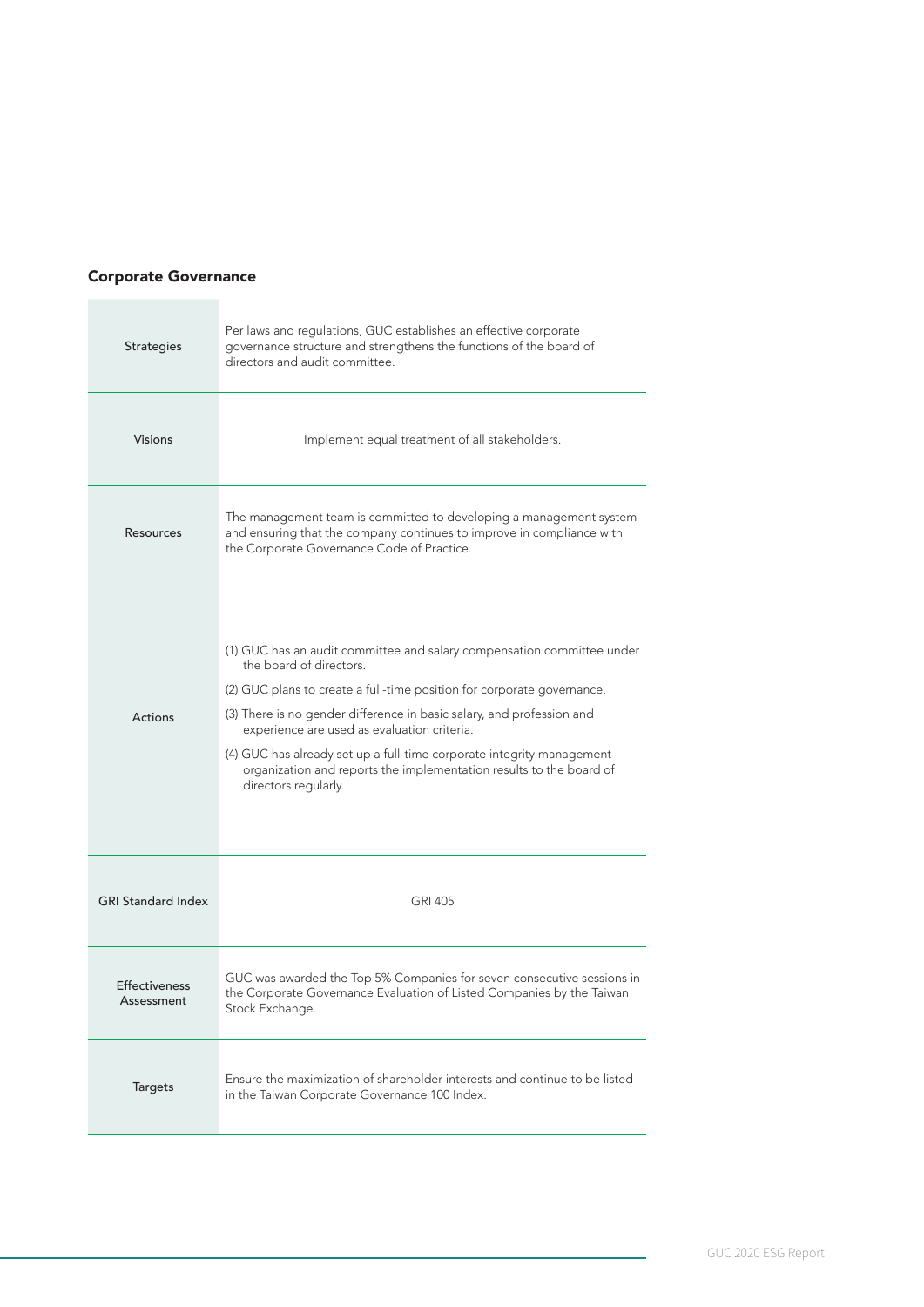### Corporate Governance

| | |
|---|---|
| Strategies | Per laws and regulations, GUC establishes an effective corporate governance structure and strengthens the functions of the board of directors and audit committee. |
| Visions | Implement equal treatment of all stakeholders. |
| Resources | The management team is committed to developing a management system and ensuring that the company continues to improve in compliance with the Corporate Governance Code of Practice. |
| Actions | (1) GUC has an audit committee and salary compensation committee under the board of directors.<br>(2) GUC plans to create a full-time position for corporate governance.<br>(3) There is no gender difference in basic salary, and profession and experience are used as evaluation criteria.<br>(4) GUC has already set up a full-time corporate integrity management organization and reports the implementation results to the board of directors regularly. |
| GRI Standard Index | GRI 405 |
| Effectiveness Assessment | GUC was awarded the Top 5% Companies for seven consecutive sessions in the Corporate Governance Evaluation of Listed Companies by the Taiwan Stock Exchange. |
| Targets | Ensure the maximization of shareholder interests and continue to be listed in the Taiwan Corporate Governance 100 Index. |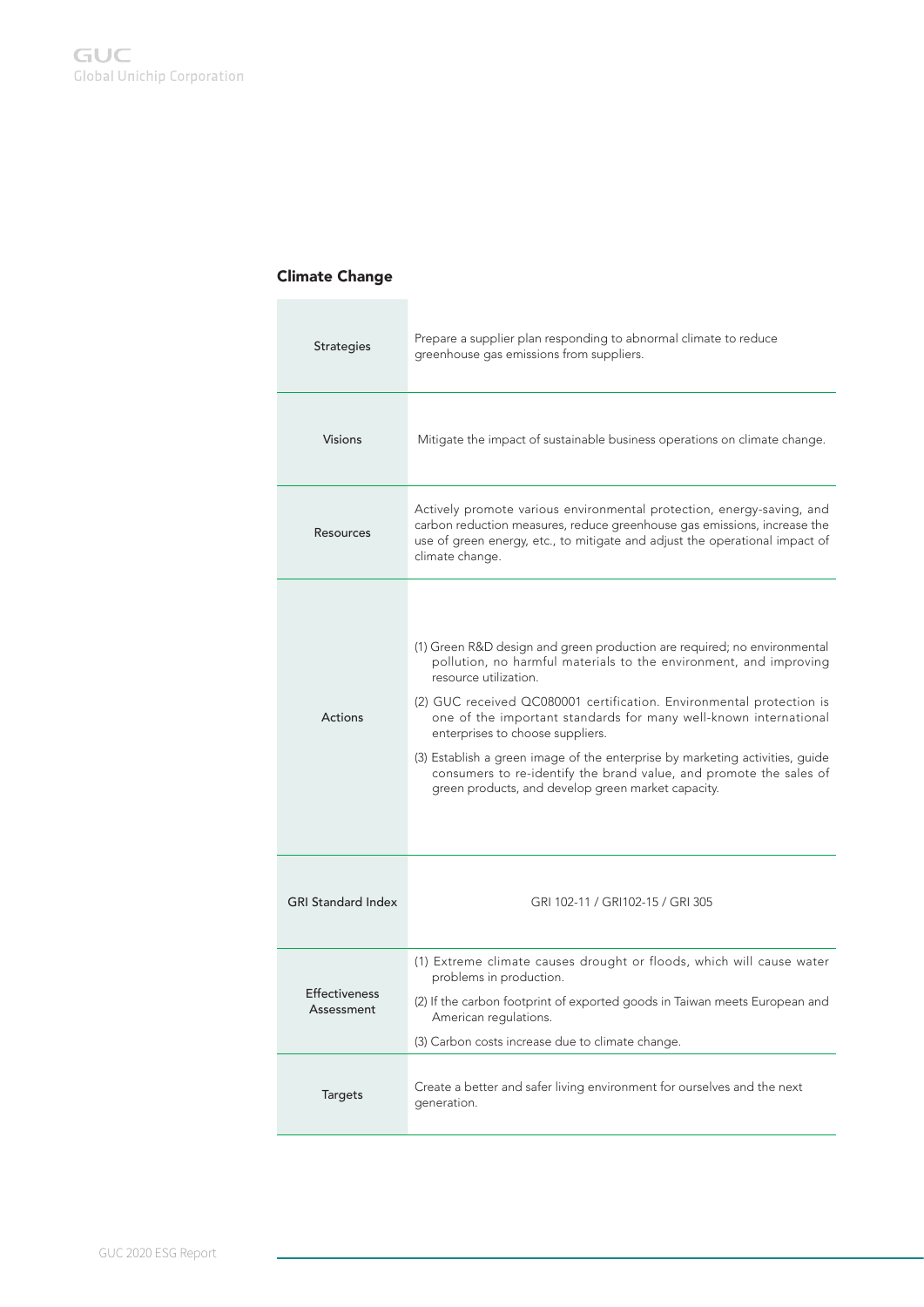## Climate Change

| | |
|---|---|
| Strategies | Prepare a supplier plan responding to abnormal climate to reduce greenhouse gas emissions from suppliers. |
| Visions | Mitigate the impact of sustainable business operations on climate change. |
| Resources | Actively promote various environmental protection, energy-saving, and carbon reduction measures, reduce greenhouse gas emissions, increase the use of green energy, etc., to mitigate and adjust the operational impact of climate change. |
| Actions | (1) Green R&D design and green production are required; no environmental pollution, no harmful materials to the environment, and improving resource utilization.<br>(2) GUC received QC080001 certification. Environmental protection is one of the important standards for many well-known international enterprises to choose suppliers.<br>(3) Establish a green image of the enterprise by marketing activities, guide consumers to re-identify the brand value, and promote the sales of green products, and develop green market capacity. |
| GRI Standard Index | GRI 102-11 / GRI102-15 / GRI 305 |
| Effectiveness Assessment | (1) Extreme climate causes drought or floods, which will cause water problems in production.<br>(2) If the carbon footprint of exported goods in Taiwan meets European and American regulations.<br>(3) Carbon costs increase due to climate change. |
| Targets | Create a better and safer living environment for ourselves and the next generation. |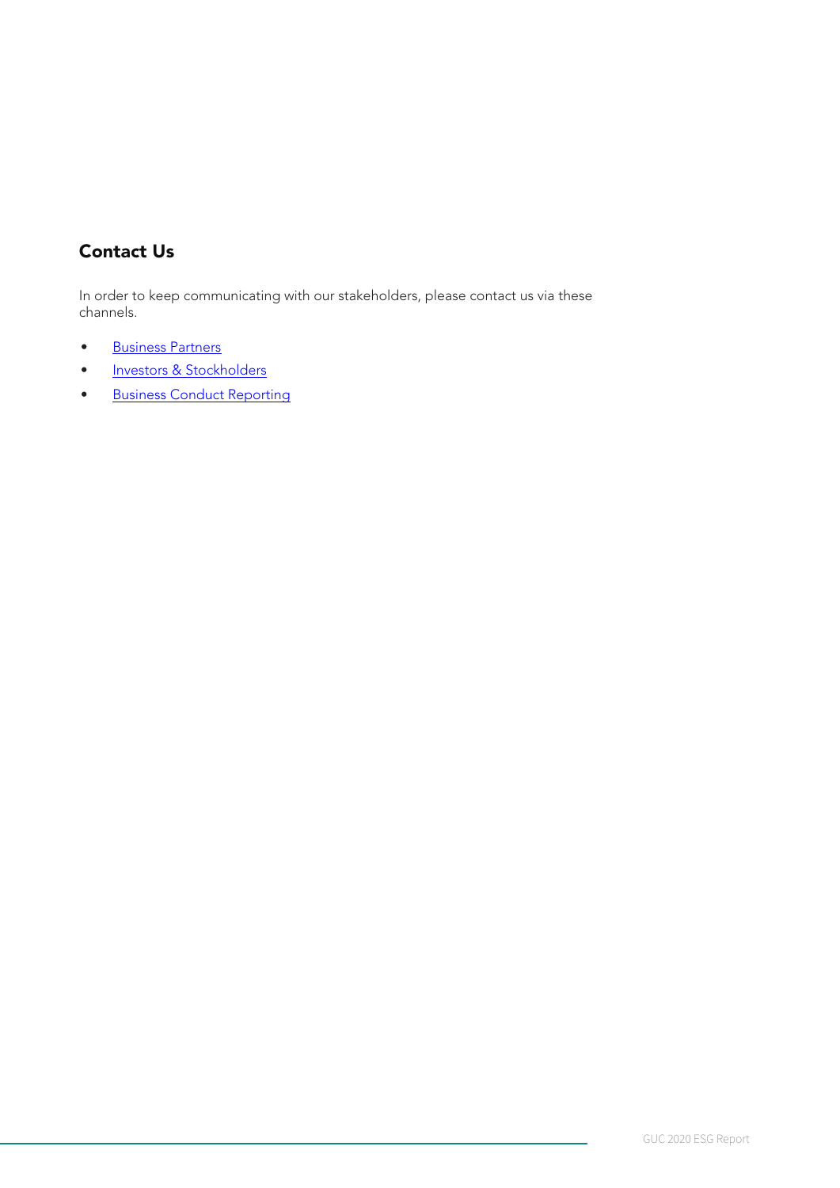## Contact Us

In order to keep communicating with our stakeholders, please contact us via these channels.

- Business Partners
- Investors & Stockholders
- Business Conduct Reporting